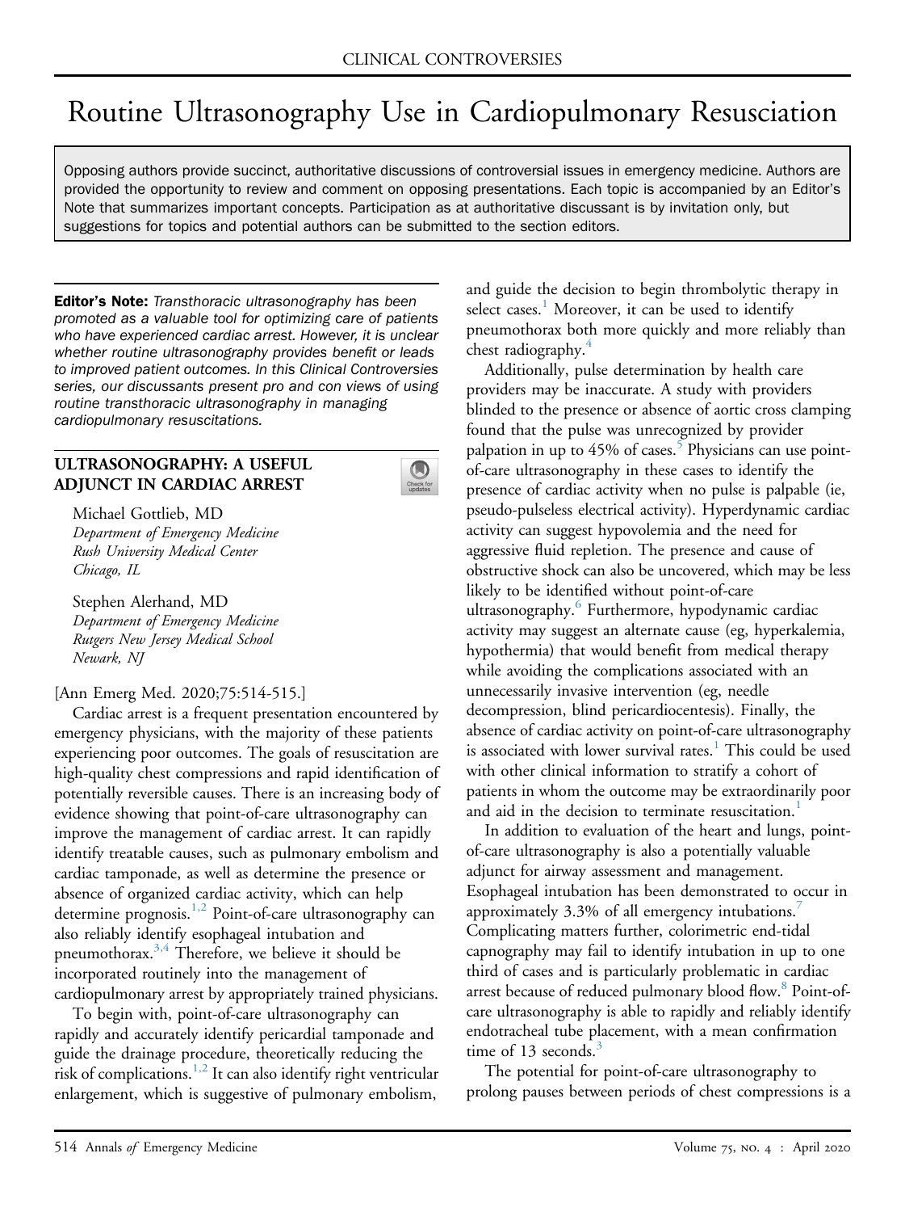CLINICAL CONTROVERSIES

# Routine Ultrasonography Use in Cardiopulmonary Resuscitation

Opposing authors provide succinct, authoritative discussions of controversial issues in emergency medicine. Authors are provided the opportunity to review and comment on opposing presentations. Each topic is accompanied by an Editor's Note that summarizes important concepts. Participation as at authoritative discussant is by invitation only, but suggestions for topics and potential authors can be submitted to the section editors.

**Editor's Note:** *Transthoracic ultrasonography has been promoted as a valuable tool for optimizing care of patients who have experienced cardiac arrest. However, it is unclear whether routine ultrasonography provides benefit or leads to improved patient outcomes. In this Clinical Controversies series, our discussants present pro and con views of using routine transthoracic ultrasonography in managing cardiopulmonary resuscitations.*

## ULTRASONOGRAPHY: A USEFUL ADJUNCT IN CARDIAC ARREST

Michael Gottlieb, MD
*Department of Emergency Medicine*
*Rush University Medical Center*
*Chicago, IL*

Stephen Alerhand, MD
*Department of Emergency Medicine*
*Rutgers New Jersey Medical School*
*Newark, NJ*

[Ann Emerg Med. 2020;75:514-515.]

Cardiac arrest is a frequent presentation encountered by emergency physicians, with the majority of these patients experiencing poor outcomes. The goals of resuscitation are high-quality chest compressions and rapid identification of potentially reversible causes. There is an increasing body of evidence showing that point-of-care ultrasonography can improve the management of cardiac arrest. It can rapidly identify treatable causes, such as pulmonary embolism and cardiac tamponade, as well as determine the presence or absence of organized cardiac activity, which can help determine prognosis.[1,2] Point-of-care ultrasonography can also reliably identify esophageal intubation and pneumothorax.[3,4] Therefore, we believe it should be incorporated routinely into the management of cardiopulmonary arrest by appropriately trained physicians.

To begin with, point-of-care ultrasonography can rapidly and accurately identify pericardial tamponade and guide the drainage procedure, theoretically reducing the risk of complications.[1,2] It can also identify right ventricular enlargement, which is suggestive of pulmonary embolism, and guide the decision to begin thrombolytic therapy in select cases.[1] Moreover, it can be used to identify pneumothorax both more quickly and more reliably than chest radiography.[4]

Additionally, pulse determination by health care providers may be inaccurate. A study with providers blinded to the presence or absence of aortic cross clamping found that the pulse was unrecognized by provider palpation in up to 45% of cases.[5] Physicians can use point-of-care ultrasonography in these cases to identify the presence of cardiac activity when no pulse is palpable (ie, pseudo-pulseless electrical activity). Hyperdynamic cardiac activity can suggest hypovolemia and the need for aggressive fluid repletion. The presence and cause of obstructive shock can also be uncovered, which may be less likely to be identified without point-of-care ultrasonography.[6] Furthermore, hypodynamic cardiac activity may suggest an alternate cause (eg, hyperkalemia, hypothermia) that would benefit from medical therapy while avoiding the complications associated with an unnecessarily invasive intervention (eg, needle decompression, blind pericardiocentesis). Finally, the absence of cardiac activity on point-of-care ultrasonography is associated with lower survival rates.[1] This could be used with other clinical information to stratify a cohort of patients in whom the outcome may be extraordinarily poor and aid in the decision to terminate resuscitation.[1]

In addition to evaluation of the heart and lungs, point-of-care ultrasonography is also a potentially valuable adjunct for airway assessment and management. Esophageal intubation has been demonstrated to occur in approximately 3.3% of all emergency intubations.[7] Complicating matters further, colorimetric end-tidal capnography may fail to identify intubation in up to one third of cases and is particularly problematic in cardiac arrest because of reduced pulmonary blood flow.[8] Point-of-care ultrasonography is able to rapidly and reliably identify endotracheal tube placement, with a mean confirmation time of 13 seconds.[3]

The potential for point-of-care ultrasonography to prolong pauses between periods of chest compressions is a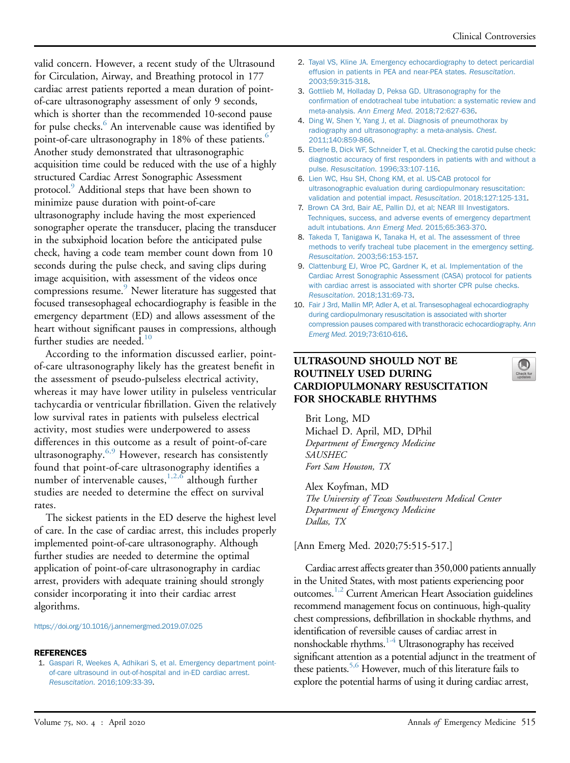valid concern. However, a recent study of the Ultrasound for Circulation, Airway, and Breathing protocol in 177 cardiac arrest patients reported a mean duration of point-of-care ultrasonography assessment of only 9 seconds, which is shorter than the recommended 10-second pause for pulse checks.[6] An intervenable cause was identified by point-of-care ultrasonography in 18% of these patients.[6] Another study demonstrated that ultrasonographic acquisition time could be reduced with the use of a highly structured Cardiac Arrest Sonographic Assessment protocol.[9] Additional steps that have been shown to minimize pause duration with point-of-care ultrasonography include having the most experienced sonographer operate the transducer, placing the transducer in the subxiphoid location before the anticipated pulse check, having a code team member count down from 10 seconds during the pulse check, and saving clips during image acquisition, with assessment of the videos once compressions resume.[9] Newer literature has suggested that focused transesophageal echocardiography is feasible in the emergency department (ED) and allows assessment of the heart without significant pauses in compressions, although further studies are needed.[10]

According to the information discussed earlier, point-of-care ultrasonography likely has the greatest benefit in the assessment of pseudo-pulseless electrical activity, whereas it may have lower utility in pulseless ventricular tachycardia or ventricular fibrillation. Given the relatively low survival rates in patients with pulseless electrical activity, most studies were underpowered to assess differences in this outcome as a result of point-of-care ultrasonography.[6,9] However, research has consistently found that point-of-care ultrasonography identifies a number of intervenable causes,[1,2,6] although further studies are needed to determine the effect on survival rates.

The sickest patients in the ED deserve the highest level of care. In the case of cardiac arrest, this includes properly implemented point-of-care ultrasonography. Although further studies are needed to determine the optimal application of point-of-care ultrasonography in cardiac arrest, providers with adequate training should strongly consider incorporating it into their cardiac arrest algorithms.

https://doi.org/10.1016/j.annemergmed.2019.07.025

## REFERENCES

1. Gaspari R, Weekes A, Adhikari S, et al. Emergency department point-of-care ultrasound in out-of-hospital and in-ED cardiac arrest. *Resuscitation*. 2016;109:33-39.
2. Tayal VS, Kline JA. Emergency echocardiography to detect pericardial effusion in patients in PEA and near-PEA states. *Resuscitation*. 2003;59:315-318.
3. Gottlieb M, Holladay D, Peksa GD. Ultrasonography for the confirmation of endotracheal tube intubation: a systematic review and meta-analysis. *Ann Emerg Med*. 2018;72:627-636.
4. Ding W, Shen Y, Yang J, et al. Diagnosis of pneumothorax by radiography and ultrasonography: a meta-analysis. *Chest*. 2011;140:859-866.
5. Eberle B, Dick WF, Schneider T, et al. Checking the carotid pulse check: diagnostic accuracy of first responders in patients with and without a pulse. *Resuscitation*. 1996;33:107-116.
6. Lien WC, Hsu SH, Chong KM, et al. US-CAB protocol for ultrasonographic evaluation during cardiopulmonary resuscitation: validation and potential impact. *Resuscitation*. 2018;127:125-131.
7. Brown CA 3rd, Bair AE, Pallin DJ, et al; NEAR III Investigators. Techniques, success, and adverse events of emergency department adult intubations. *Ann Emerg Med*. 2015;65:363-370.
8. Takeda T, Tanigawa K, Tanaka H, et al. The assessment of three methods to verify tracheal tube placement in the emergency setting. *Resuscitation*. 2003;56:153-157.
9. Clattenburg EJ, Wroe PC, Gardner K, et al. Implementation of the Cardiac Arrest Sonographic Assessment (CASA) protocol for patients with cardiac arrest is associated with shorter CPR pulse checks. *Resuscitation*. 2018;131:69-73.
10. Fair J 3rd, Mallin MP, Adler A, et al. Transesophageal echocardiography during cardiopulmonary resuscitation is associated with shorter compression pauses compared with transthoracic echocardiography. *Ann Emerg Med*. 2019;73:610-616.

## ULTRASOUND SHOULD NOT BE ROUTINELY USED DURING CARDIOPULMONARY RESUSCITATION FOR SHOCKABLE RHYTHMS

Brit Long, MD
Michael D. April, MD, DPhil
*Department of Emergency Medicine*
*SAUSHEC*
*Fort Sam Houston, TX*

Alex Koyfman, MD
*The University of Texas Southwestern Medical Center*
*Department of Emergency Medicine*
*Dallas, TX*

[Ann Emerg Med. 2020;75:515-517.]

Cardiac arrest affects greater than 350,000 patients annually in the United States, with most patients experiencing poor outcomes.[1,2] Current American Heart Association guidelines recommend management focus on continuous, high-quality chest compressions, defibrillation in shockable rhythms, and identification of reversible causes of cardiac arrest in nonshockable rhythms.[1-4] Ultrasonography has received significant attention as a potential adjunct in the treatment of these patients.[5,6] However, much of this literature fails to explore the potential harms of using it during cardiac arrest,